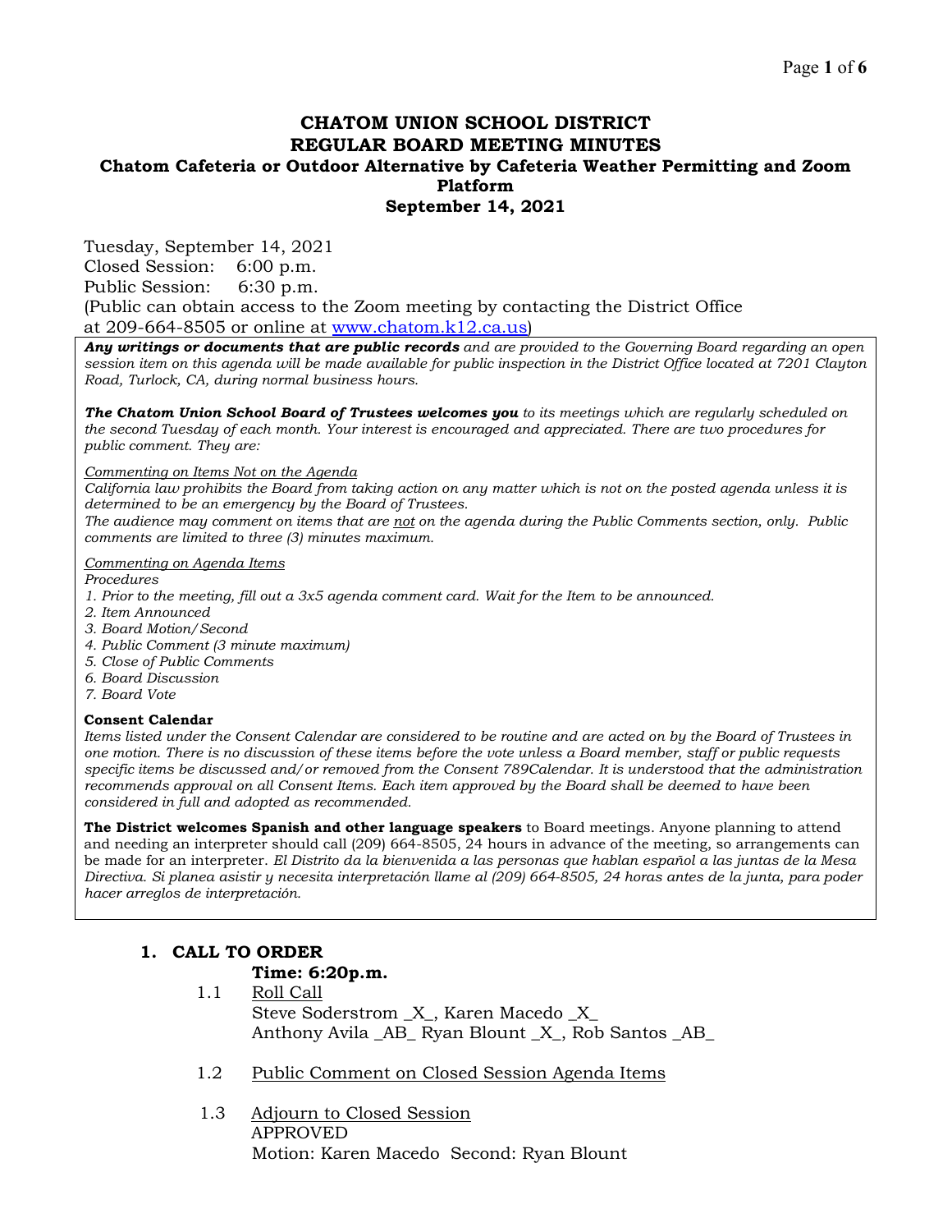# CHATOM UNION SCHOOL DISTRICT
## REGULAR BOARD MEETING MINUTES
### Chatom Cafeteria or Outdoor Alternative by Cafeteria Weather Permitting and Zoom Platform
### September 14, 2021

Tuesday, September 14, 2021
Closed Session: 6:00 p.m.
Public Session: 6:30 p.m.
(Public can obtain access to the Zoom meeting by contacting the District Office at 209-664-8505 or online at [www.chatom.k12.ca.us](www.chatom.k12.ca.us))

***Any writings or documents that are public records*** *and are provided to the Governing Board regarding an open session item on this agenda will be made available for public inspection in the District Office located at 7201 Clayton Road, Turlock, CA, during normal business hours.*

***The Chatom Union School Board of Trustees welcomes you*** *to its meetings which are regularly scheduled on the second Tuesday of each month. Your interest is encouraged and appreciated. There are two procedures for public comment. They are:*

*Commenting on Items Not on the Agenda*
*California law prohibits the Board from taking action on any matter which is not on the posted agenda unless it is determined to be an emergency by the Board of Trustees.*
*The audience may comment on items that are not on the agenda during the Public Comments section, only. Public comments are limited to three (3) minutes maximum.*

*Commenting on Agenda Items*
*Procedures*
1. *Prior to the meeting, fill out a 3x5 agenda comment card. Wait for the Item to be announced.*
2. *Item Announced*
3. *Board Motion/Second*
4. *Public Comment (3 minute maximum)*
5. *Close of Public Comments*
6. *Board Discussion*
7. *Board Vote*

**Consent Calendar**
*Items listed under the Consent Calendar are considered to be routine and are acted on by the Board of Trustees in one motion. There is no discussion of these items before the vote unless a Board member, staff or public requests specific items be discussed and/or removed from the Consent 789Calendar. It is understood that the administration recommends approval on all Consent Items. Each item approved by the Board shall be deemed to have been considered in full and adopted as recommended.*

**The District welcomes Spanish and other language speakers** to Board meetings. Anyone planning to attend and needing an interpreter should call (209) 664-8505, 24 hours in advance of the meeting, so arrangements can be made for an interpreter. *El Distrito da la bienvenida a las personas que hablan español a las juntas de la Mesa Directiva. Si planea asistir y necesita interpretación llame al (209) 664-8505, 24 horas antes de la junta, para poder hacer arreglos de interpretación.*

## 1. CALL TO ORDER

**Time: 6:20p.m.**

1.1 Roll Call
Steve Soderstrom _X_, Karen Macedo _X_
Anthony Avila _AB_ Ryan Blount _X_, Rob Santos _AB_

1.2 Public Comment on Closed Session Agenda Items

1.3 Adjourn to Closed Session
APPROVED
Motion: Karen Macedo Second: Ryan Blount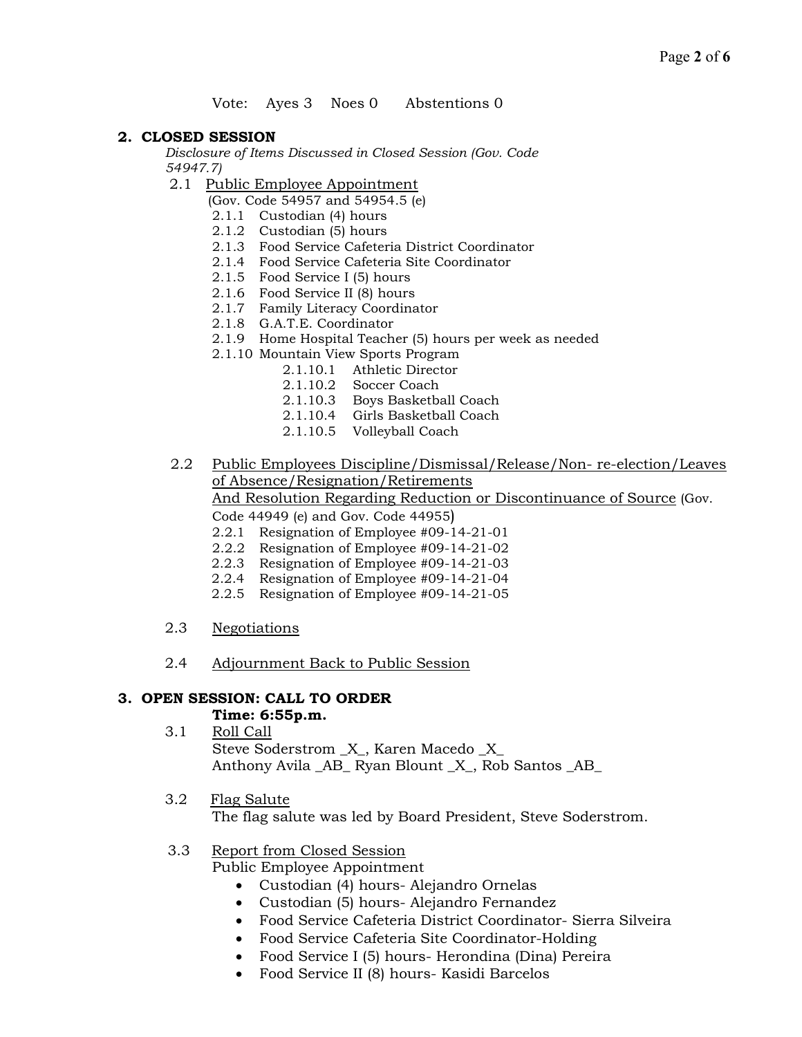Vote: Ayes 3 Noes 0 Abstentions 0

## 2. CLOSED SESSION

*Disclosure of Items Discussed in Closed Session (Gov. Code 54947.7)*

2.1 Public Employee Appointment
(Gov. Code 54957 and 54954.5 (e)

- 2.1.1 Custodian (4) hours
- 2.1.2 Custodian (5) hours
- 2.1.3 Food Service Cafeteria District Coordinator
- 2.1.4 Food Service Cafeteria Site Coordinator
- 2.1.5 Food Service I (5) hours
- 2.1.6 Food Service II (8) hours
- 2.1.7 Family Literacy Coordinator
- 2.1.8 G.A.T.E. Coordinator
- 2.1.9 Home Hospital Teacher (5) hours per week as needed
- 2.1.10 Mountain View Sports Program
    - 2.1.10.1 Athletic Director
    - 2.1.10.2 Soccer Coach
    - 2.1.10.3 Boys Basketball Coach
    - 2.1.10.4 Girls Basketball Coach
    - 2.1.10.5 Volleyball Coach

2.2 Public Employees Discipline/Dismissal/Release/Non- re-election/Leaves of Absence/Resignation/Retirements And Resolution Regarding Reduction or Discontinuance of Source (Gov. Code 44949 (e) and Gov. Code 44955)

- 2.2.1 Resignation of Employee #09-14-21-01
- 2.2.2 Resignation of Employee #09-14-21-02
- 2.2.3 Resignation of Employee #09-14-21-03
- 2.2.4 Resignation of Employee #09-14-21-04
- 2.2.5 Resignation of Employee #09-14-21-05

2.3 Negotiations

2.4 Adjournment Back to Public Session

## 3. OPEN SESSION: CALL TO ORDER

**Time: 6:55p.m.**

3.1 Roll Call
Steve Soderstrom _X_, Karen Macedo _X_
Anthony Avila _AB_ Ryan Blount _X_, Rob Santos _AB_

3.2 Flag Salute
The flag salute was led by Board President, Steve Soderstrom.

3.3 Report from Closed Session
Public Employee Appointment

- Custodian (4) hours- Alejandro Ornelas
- Custodian (5) hours- Alejandro Fernandez
- Food Service Cafeteria District Coordinator- Sierra Silveira
- Food Service Cafeteria Site Coordinator-Holding
- Food Service I (5) hours- Herondina (Dina) Pereira
- Food Service II (8) hours- Kasidi Barcelos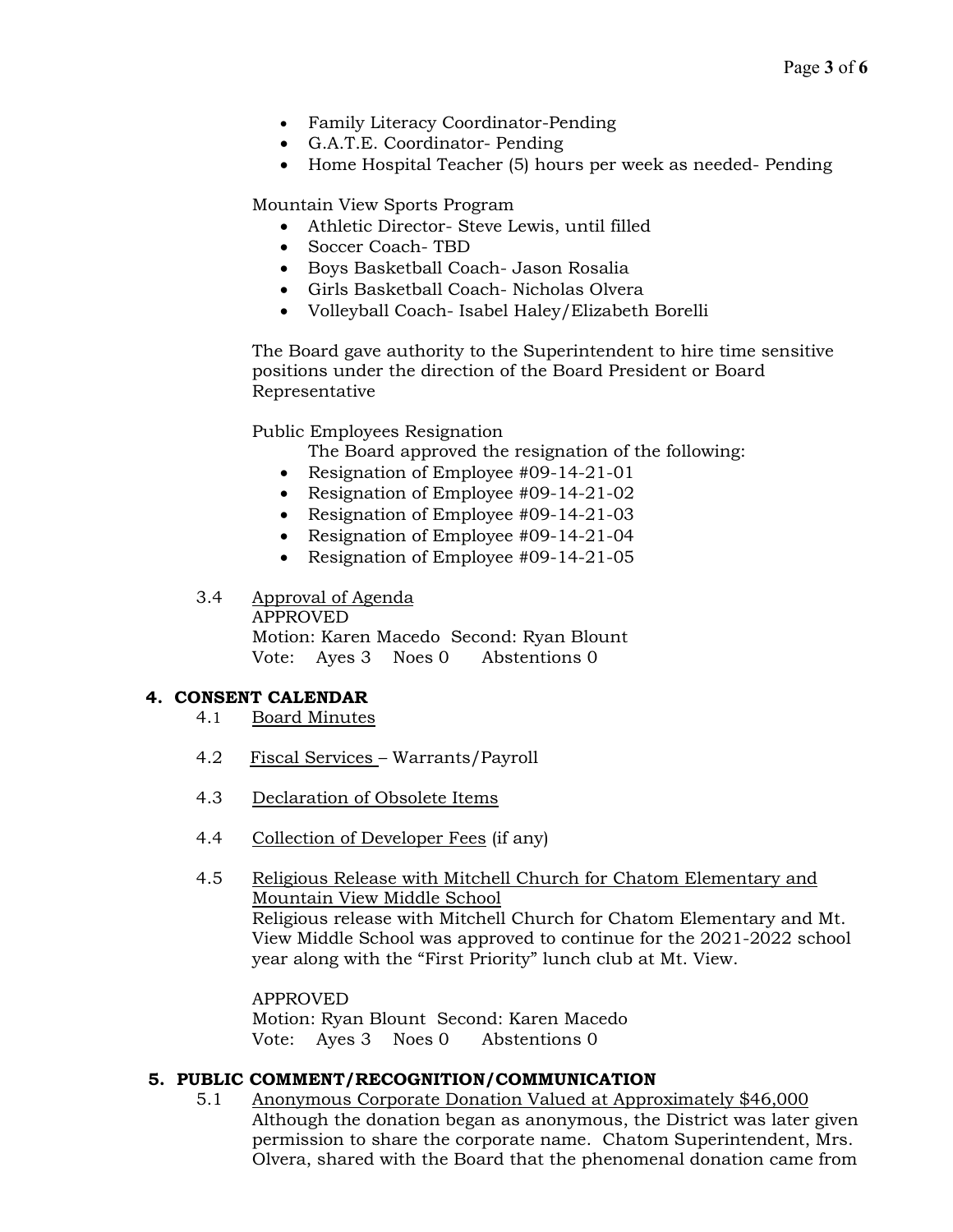- Family Literacy Coordinator-Pending
- G.A.T.E. Coordinator- Pending
- Home Hospital Teacher (5) hours per week as needed- Pending

Mountain View Sports Program

- Athletic Director- Steve Lewis, until filled
- Soccer Coach- TBD
- Boys Basketball Coach- Jason Rosalia
- Girls Basketball Coach- Nicholas Olvera
- Volleyball Coach- Isabel Haley/Elizabeth Borelli

The Board gave authority to the Superintendent to hire time sensitive positions under the direction of the Board President or Board Representative

Public Employees Resignation

The Board approved the resignation of the following:

- Resignation of Employee #09-14-21-01
- Resignation of Employee #09-14-21-02
- Resignation of Employee #09-14-21-03
- Resignation of Employee #09-14-21-04
- Resignation of Employee #09-14-21-05

3.4 Approval of Agenda
APPROVED
Motion: Karen Macedo Second: Ryan Blount
Vote: Ayes 3 Noes 0 Abstentions 0

## 4. CONSENT CALENDAR

4.1 Board Minutes

4.2 Fiscal Services – Warrants/Payroll

4.3 Declaration of Obsolete Items

4.4 Collection of Developer Fees (if any)

4.5 Religious Release with Mitchell Church for Chatom Elementary and Mountain View Middle School
Religious release with Mitchell Church for Chatom Elementary and Mt. View Middle School was approved to continue for the 2021-2022 school year along with the "First Priority" lunch club at Mt. View.

APPROVED
Motion: Ryan Blount Second: Karen Macedo
Vote: Ayes 3 Noes 0 Abstentions 0

## 5. PUBLIC COMMENT/RECOGNITION/COMMUNICATION

5.1 Anonymous Corporate Donation Valued at Approximately $46,000
Although the donation began as anonymous, the District was later given permission to share the corporate name. Chatom Superintendent, Mrs. Olvera, shared with the Board that the phenomenal donation came from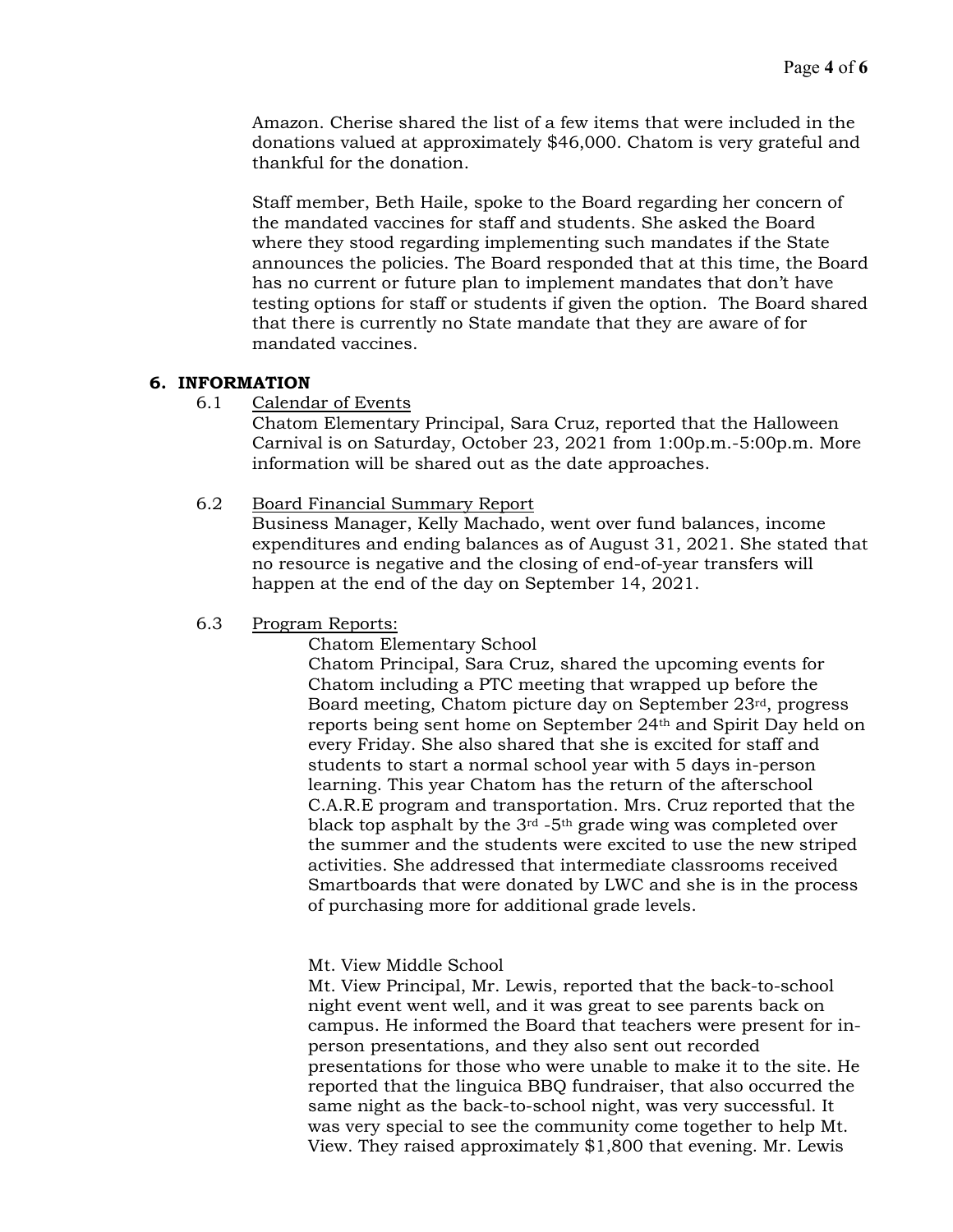Amazon. Cherise shared the list of a few items that were included in the donations valued at approximately $46,000. Chatom is very grateful and thankful for the donation.

Staff member, Beth Haile, spoke to the Board regarding her concern of the mandated vaccines for staff and students. She asked the Board where they stood regarding implementing such mandates if the State announces the policies. The Board responded that at this time, the Board has no current or future plan to implement mandates that don't have testing options for staff or students if given the option. The Board shared that there is currently no State mandate that they are aware of for mandated vaccines.

## 6. INFORMATION

6.1 Calendar of Events

Chatom Elementary Principal, Sara Cruz, reported that the Halloween Carnival is on Saturday, October 23, 2021 from 1:00p.m.-5:00p.m. More information will be shared out as the date approaches.

6.2 Board Financial Summary Report

Business Manager, Kelly Machado, went over fund balances, income expenditures and ending balances as of August 31, 2021. She stated that no resource is negative and the closing of end-of-year transfers will happen at the end of the day on September 14, 2021.

6.3 Program Reports:

Chatom Elementary School

Chatom Principal, Sara Cruz, shared the upcoming events for Chatom including a PTC meeting that wrapped up before the Board meeting, Chatom picture day on September 23rd, progress reports being sent home on September 24th and Spirit Day held on every Friday. She also shared that she is excited for staff and students to start a normal school year with 5 days in-person learning. This year Chatom has the return of the afterschool C.A.R.E program and transportation. Mrs. Cruz reported that the black top asphalt by the 3rd -5th grade wing was completed over the summer and the students were excited to use the new striped activities. She addressed that intermediate classrooms received Smartboards that were donated by LWC and she is in the process of purchasing more for additional grade levels.

Mt. View Middle School

Mt. View Principal, Mr. Lewis, reported that the back-to-school night event went well, and it was great to see parents back on campus. He informed the Board that teachers were present for in-person presentations, and they also sent out recorded presentations for those who were unable to make it to the site. He reported that the linguica BBQ fundraiser, that also occurred the same night as the back-to-school night, was very successful. It was very special to see the community come together to help Mt. View. They raised approximately $1,800 that evening. Mr. Lewis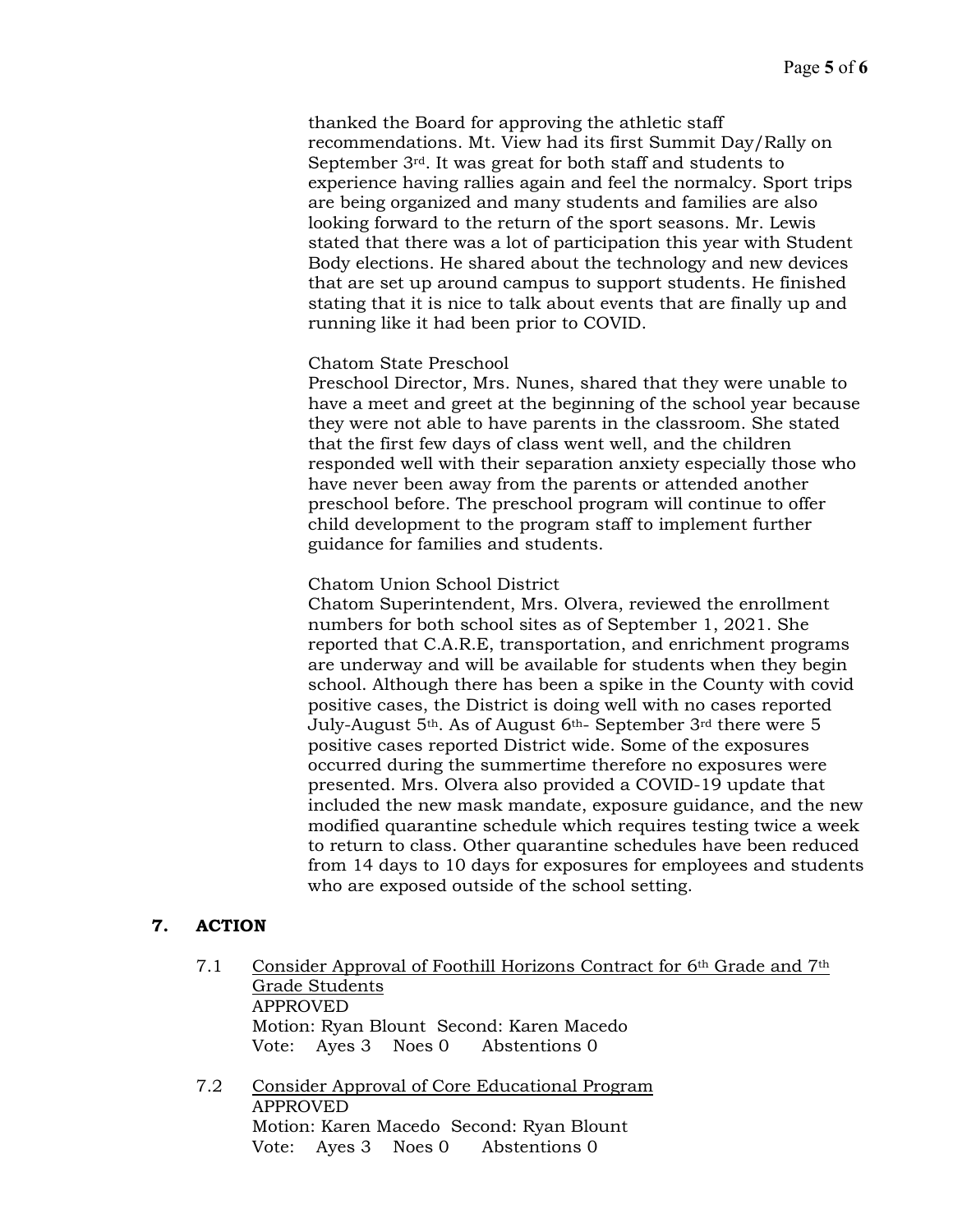thanked the Board for approving the athletic staff recommendations. Mt. View had its first Summit Day/Rally on September 3rd. It was great for both staff and students to experience having rallies again and feel the normalcy. Sport trips are being organized and many students and families are also looking forward to the return of the sport seasons. Mr. Lewis stated that there was a lot of participation this year with Student Body elections. He shared about the technology and new devices that are set up around campus to support students. He finished stating that it is nice to talk about events that are finally up and running like it had been prior to COVID.

Chatom State Preschool
Preschool Director, Mrs. Nunes, shared that they were unable to have a meet and greet at the beginning of the school year because they were not able to have parents in the classroom. She stated that the first few days of class went well, and the children responded well with their separation anxiety especially those who have never been away from the parents or attended another preschool before. The preschool program will continue to offer child development to the program staff to implement further guidance for families and students.

Chatom Union School District
Chatom Superintendent, Mrs. Olvera, reviewed the enrollment numbers for both school sites as of September 1, 2021. She reported that C.A.R.E, transportation, and enrichment programs are underway and will be available for students when they begin school. Although there has been a spike in the County with covid positive cases, the District is doing well with no cases reported July-August 5th. As of August 6th- September 3rd there were 5 positive cases reported District wide. Some of the exposures occurred during the summertime therefore no exposures were presented. Mrs. Olvera also provided a COVID-19 update that included the new mask mandate, exposure guidance, and the new modified quarantine schedule which requires testing twice a week to return to class. Other quarantine schedules have been reduced from 14 days to 10 days for exposures for employees and students who are exposed outside of the school setting.

## 7. ACTION

7.1 Consider Approval of Foothill Horizons Contract for 6th Grade and 7th Grade Students
APPROVED
Motion: Ryan Blount Second: Karen Macedo
Vote: Ayes 3 Noes 0 Abstentions 0

7.2 Consider Approval of Core Educational Program
APPROVED
Motion: Karen Macedo Second: Ryan Blount
Vote: Ayes 3 Noes 0 Abstentions 0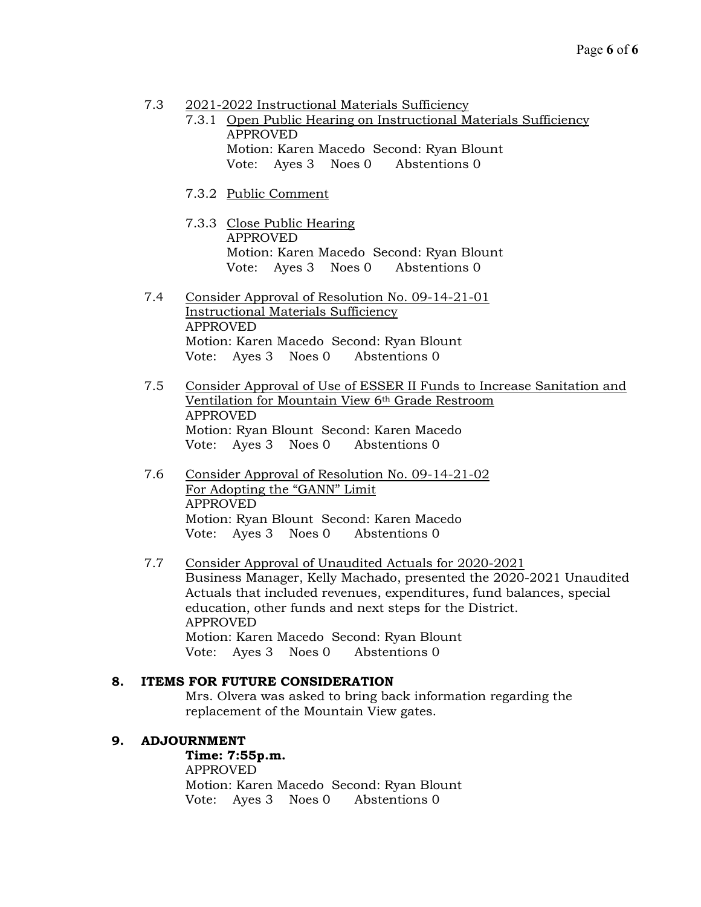7.3 2021-2022 Instructional Materials Sufficiency

7.3.1 Open Public Hearing on Instructional Materials Sufficiency
APPROVED
Motion: Karen Macedo Second: Ryan Blount
Vote: Ayes 3 Noes 0 Abstentions 0

7.3.2 Public Comment

7.3.3 Close Public Hearing
APPROVED
Motion: Karen Macedo Second: Ryan Blount
Vote: Ayes 3 Noes 0 Abstentions 0

7.4 Consider Approval of Resolution No. 09-14-21-01 Instructional Materials Sufficiency
APPROVED
Motion: Karen Macedo Second: Ryan Blount
Vote: Ayes 3 Noes 0 Abstentions 0

7.5 Consider Approval of Use of ESSER II Funds to Increase Sanitation and Ventilation for Mountain View 6th Grade Restroom
APPROVED
Motion: Ryan Blount Second: Karen Macedo
Vote: Ayes 3 Noes 0 Abstentions 0

7.6 Consider Approval of Resolution No. 09-14-21-02 For Adopting the "GANN" Limit
APPROVED
Motion: Ryan Blount Second: Karen Macedo
Vote: Ayes 3 Noes 0 Abstentions 0

7.7 Consider Approval of Unaudited Actuals for 2020-2021
Business Manager, Kelly Machado, presented the 2020-2021 Unaudited Actuals that included revenues, expenditures, fund balances, special education, other funds and next steps for the District.
APPROVED
Motion: Karen Macedo Second: Ryan Blount
Vote: Ayes 3 Noes 0 Abstentions 0

## 8. ITEMS FOR FUTURE CONSIDERATION

Mrs. Olvera was asked to bring back information regarding the replacement of the Mountain View gates.

## 9. ADJOURNMENT

**Time: 7:55p.m.**
APPROVED
Motion: Karen Macedo Second: Ryan Blount
Vote: Ayes 3 Noes 0 Abstentions 0